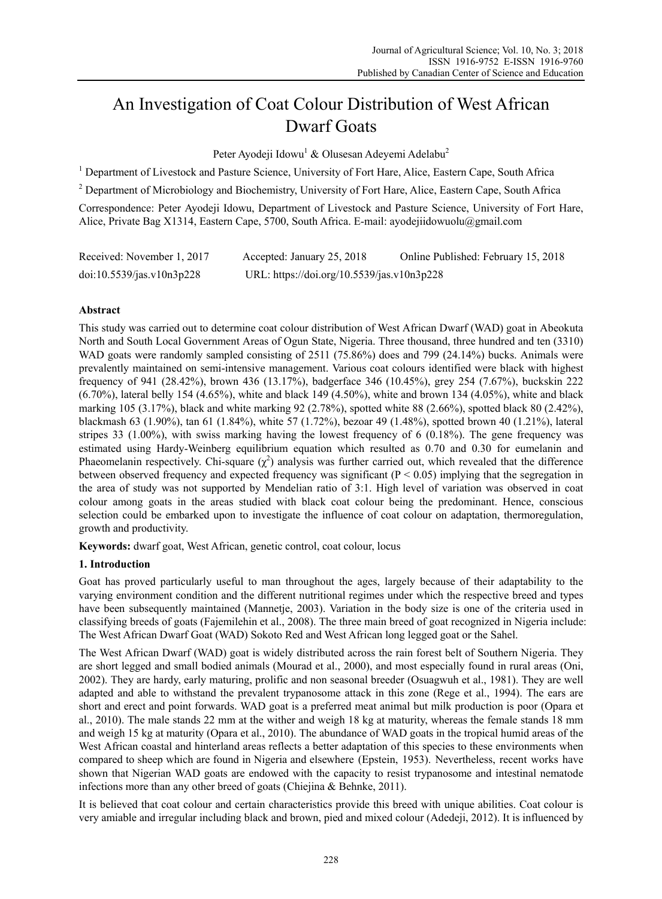# An Investigation of Coat Colour Distribution of West African Dwarf Goats

Peter Ayodeji Idowu[1] & Olusesan Adeyemi Adelabu[2]

[1] Department of Livestock and Pasture Science, University of Fort Hare, Alice, Eastern Cape, South Africa

[2] Department of Microbiology and Biochemistry, University of Fort Hare, Alice, Eastern Cape, South Africa

Correspondence: Peter Ayodeji Idowu, Department of Livestock and Pasture Science, University of Fort Hare, Alice, Private Bag X1314, Eastern Cape, 5700, South Africa. E-mail: ayodejiidowuolu@gmail.com

Received: November 1, 2017 Accepted: January 25, 2018 Online Published: February 15, 2018

doi:10.5539/jas.v10n3p228 URL: https://doi.org/10.5539/jas.v10n3p228

## Abstract

This study was carried out to determine coat colour distribution of West African Dwarf (WAD) goat in Abeokuta North and South Local Government Areas of Ogun State, Nigeria. Three thousand, three hundred and ten (3310) WAD goats were randomly sampled consisting of 2511 (75.86%) does and 799 (24.14%) bucks. Animals were prevalently maintained on semi-intensive management. Various coat colours identified were black with highest frequency of 941 (28.42%), brown 436 (13.17%), badgerface 346 (10.45%), grey 254 (7.67%), buckskin 222 (6.70%), lateral belly 154 (4.65%), white and black 149 (4.50%), white and brown 134 (4.05%), white and black marking 105 (3.17%), black and white marking 92 (2.78%), spotted white 88 (2.66%), spotted black 80 (2.42%), blackmash 63 (1.90%), tan 61 (1.84%), white 57 (1.72%), bezoar 49 (1.48%), spotted brown 40 (1.21%), lateral stripes 33 (1.00%), with swiss marking having the lowest frequency of 6 (0.18%). The gene frequency was estimated using Hardy-Weinberg equilibrium equation which resulted as 0.70 and 0.30 for eumelanin and Phaeomelanin respectively. Chi-square ($\chi^2$) analysis was further carried out, which revealed that the difference between observed frequency and expected frequency was significant ($P < 0.05$) implying that the segregation in the area of study was not supported by Mendelian ratio of 3:1. High level of variation was observed in coat colour among goats in the areas studied with black coat colour being the predominant. Hence, conscious selection could be embarked upon to investigate the influence of coat colour on adaptation, thermoregulation, growth and productivity.

**Keywords:** dwarf goat, West African, genetic control, coat colour, locus

## 1. Introduction

Goat has proved particularly useful to man throughout the ages, largely because of their adaptability to the varying environment condition and the different nutritional regimes under which the respective breed and types have been subsequently maintained (Mannetje, 2003). Variation in the body size is one of the criteria used in classifying breeds of goats (Fajemilehin et al., 2008). The three main breed of goat recognized in Nigeria include: The West African Dwarf Goat (WAD) Sokoto Red and West African long legged goat or the Sahel.

The West African Dwarf (WAD) goat is widely distributed across the rain forest belt of Southern Nigeria. They are short legged and small bodied animals (Mourad et al., 2000), and most especially found in rural areas (Oni, 2002). They are hardy, early maturing, prolific and non seasonal breeder (Osuagwuh et al., 1981). They are well adapted and able to withstand the prevalent trypanosome attack in this zone (Rege et al., 1994). The ears are short and erect and point forwards. WAD goat is a preferred meat animal but milk production is poor (Opara et al., 2010). The male stands 22 mm at the wither and weigh 18 kg at maturity, whereas the female stands 18 mm and weigh 15 kg at maturity (Opara et al., 2010). The abundance of WAD goats in the tropical humid areas of the West African coastal and hinterland areas reflects a better adaptation of this species to these environments when compared to sheep which are found in Nigeria and elsewhere (Epstein, 1953). Nevertheless, recent works have shown that Nigerian WAD goats are endowed with the capacity to resist trypanosome and intestinal nematode infections more than any other breed of goats (Chiejina & Behnke, 2011).

It is believed that coat colour and certain characteristics provide this breed with unique abilities. Coat colour is very amiable and irregular including black and brown, pied and mixed colour (Adedeji, 2012). It is influenced by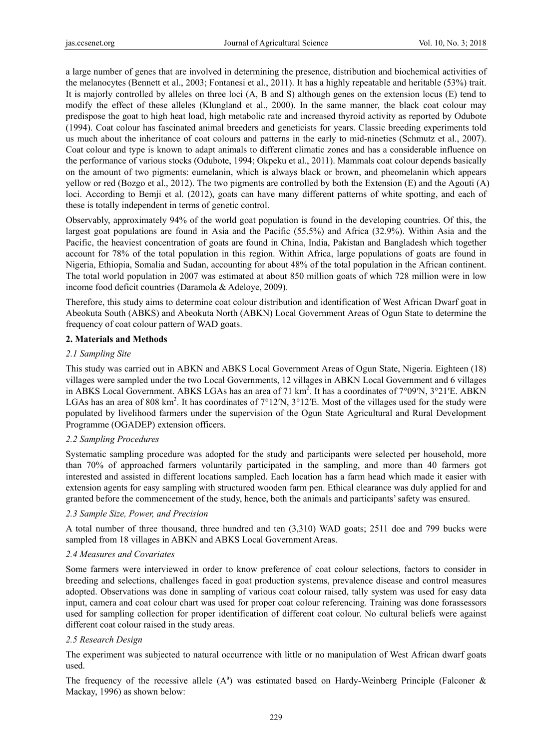a large number of genes that are involved in determining the presence, distribution and biochemical activities of the melanocytes (Bennett et al., 2003; Fontanesi et al., 2011). It has a highly repeatable and heritable (53%) trait. It is majorly controlled by alleles on three loci (A, B and S) although genes on the extension locus (E) tend to modify the effect of these alleles (Klungland et al., 2000). In the same manner, the black coat colour may predispose the goat to high heat load, high metabolic rate and increased thyroid activity as reported by Odubote (1994). Coat colour has fascinated animal breeders and geneticists for years. Classic breeding experiments told us much about the inheritance of coat colours and patterns in the early to mid-nineties (Schmutz et al., 2007). Coat colour and type is known to adapt animals to different climatic zones and has a considerable influence on the performance of various stocks (Odubote, 1994; Okpeku et al., 2011). Mammals coat colour depends basically on the amount of two pigments: eumelanin, which is always black or brown, and pheomelanin which appears yellow or red (Bozgo et al., 2012). The two pigments are controlled by both the Extension (E) and the Agouti (A) loci. According to Bemji et al. (2012), goats can have many different patterns of white spotting, and each of these is totally independent in terms of genetic control.

Observably, approximately 94% of the world goat population is found in the developing countries. Of this, the largest goat populations are found in Asia and the Pacific (55.5%) and Africa (32.9%). Within Asia and the Pacific, the heaviest concentration of goats are found in China, India, Pakistan and Bangladesh which together account for 78% of the total population in this region. Within Africa, large populations of goats are found in Nigeria, Ethiopia, Somalia and Sudan, accounting for about 48% of the total population in the African continent. The total world population in 2007 was estimated at about 850 million goats of which 728 million were in low income food deficit countries (Daramola & Adeloye, 2009).

Therefore, this study aims to determine coat colour distribution and identification of West African Dwarf goat in Abeokuta South (ABKS) and Abeokuta North (ABKN) Local Government Areas of Ogun State to determine the frequency of coat colour pattern of WAD goats.

## 2. Materials and Methods

### *2.1 Sampling Site*

This study was carried out in ABKN and ABKS Local Government Areas of Ogun State, Nigeria. Eighteen (18) villages were sampled under the two Local Governments, 12 villages in ABKN Local Government and 6 villages in ABKS Local Government. ABKS LGAs has an area of 71 km$^2$. It has a coordinates of 7°09′N, 3°21′E. ABKN LGAs has an area of 808 km$^2$. It has coordinates of 7°12′N, 3°12′E. Most of the villages used for the study were populated by livelihood farmers under the supervision of the Ogun State Agricultural and Rural Development Programme (OGADEP) extension officers.

### *2.2 Sampling Procedures*

Systematic sampling procedure was adopted for the study and participants were selected per household, more than 70% of approached farmers voluntarily participated in the sampling, and more than 40 farmers got interested and assisted in different locations sampled. Each location has a farm head which made it easier with extension agents for easy sampling with structured wooden farm pen. Ethical clearance was duly applied for and granted before the commencement of the study, hence, both the animals and participants' safety was ensured.

### *2.3 Sample Size, Power, and Precision*

A total number of three thousand, three hundred and ten (3,310) WAD goats; 2511 doe and 799 bucks were sampled from 18 villages in ABKN and ABKS Local Government Areas.

### *2.4 Measures and Covariates*

Some farmers were interviewed in order to know preference of coat colour selections, factors to consider in breeding and selections, challenges faced in goat production systems, prevalence disease and control measures adopted. Observations was done in sampling of various coat colour raised, tally system was used for easy data input, camera and coat colour chart was used for proper coat colour referencing. Training was done forassessors used for sampling collection for proper identification of different coat colour. No cultural beliefs were against different coat colour raised in the study areas.

### *2.5 Research Design*

The experiment was subjected to natural occurrence with little or no manipulation of West African dwarf goats used.

The frequency of the recessive allele ($A^a$) was estimated based on Hardy-Weinberg Principle (Falconer & Mackay, 1996) as shown below: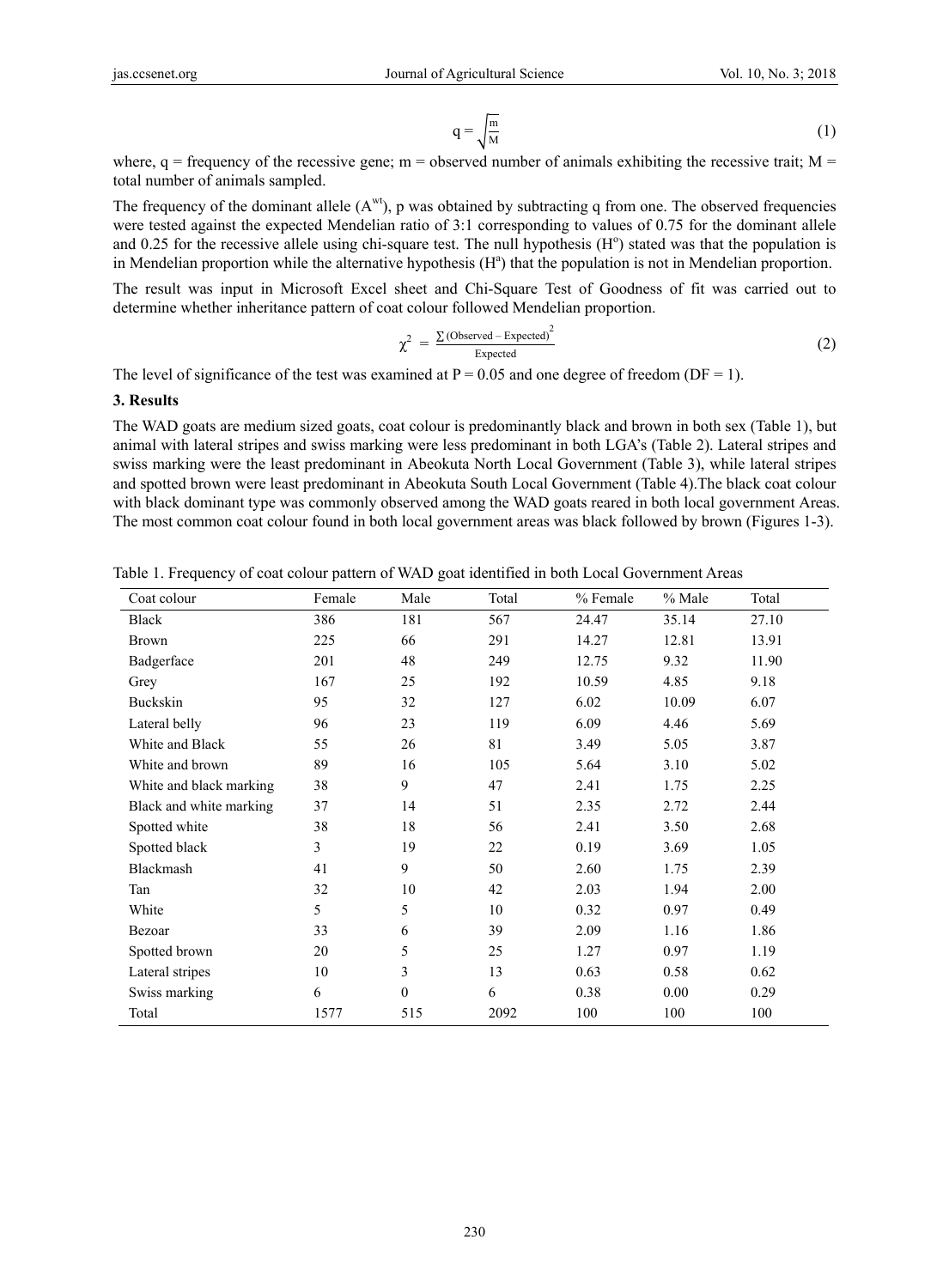$$q = \sqrt{\frac{m}{M}} \quad (1)$$

where, q = frequency of the recessive gene; m = observed number of animals exhibiting the recessive trait; M = total number of animals sampled.

The frequency of the dominant allele ($A^{wt}$), p was obtained by subtracting q from one. The observed frequencies were tested against the expected Mendelian ratio of 3:1 corresponding to values of 0.75 for the dominant allele and 0.25 for the recessive allele using chi-square test. The null hypothesis ($H^o$) stated was that the population is in Mendelian proportion while the alternative hypothesis ($H^a$) that the population is not in Mendelian proportion.

The result was input in Microsoft Excel sheet and Chi-Square Test of Goodness of fit was carried out to determine whether inheritance pattern of coat colour followed Mendelian proportion.

$$\chi^2 = \frac{\sum(\text{Observed} - \text{Expected})^2}{\text{Expected}} \quad (2)$$

The level of significance of the test was examined at P = 0.05 and one degree of freedom (DF = 1).

## 3. Results

The WAD goats are medium sized goats, coat colour is predominantly black and brown in both sex (Table 1), but animal with lateral stripes and swiss marking were less predominant in both LGA's (Table 2). Lateral stripes and swiss marking were the least predominant in Abeokuta North Local Government (Table 3), while lateral stripes and spotted brown were least predominant in Abeokuta South Local Government (Table 4).The black coat colour with black dominant type was commonly observed among the WAD goats reared in both local government Areas. The most common coat colour found in both local government areas was black followed by brown (Figures 1-3).

Table 1. Frequency of coat colour pattern of WAD goat identified in both Local Government Areas

| Coat colour | Female | Male | Total | % Female | % Male | Total |
|---|---|---|---|---|---|---|
| Black | 386 | 181 | 567 | 24.47 | 35.14 | 27.10 |
| Brown | 225 | 66 | 291 | 14.27 | 12.81 | 13.91 |
| Badgerface | 201 | 48 | 249 | 12.75 | 9.32 | 11.90 |
| Grey | 167 | 25 | 192 | 10.59 | 4.85 | 9.18 |
| Buckskin | 95 | 32 | 127 | 6.02 | 10.09 | 6.07 |
| Lateral belly | 96 | 23 | 119 | 6.09 | 4.46 | 5.69 |
| White and Black | 55 | 26 | 81 | 3.49 | 5.05 | 3.87 |
| White and brown | 89 | 16 | 105 | 5.64 | 3.10 | 5.02 |
| White and black marking | 38 | 9 | 47 | 2.41 | 1.75 | 2.25 |
| Black and white marking | 37 | 14 | 51 | 2.35 | 2.72 | 2.44 |
| Spotted white | 38 | 18 | 56 | 2.41 | 3.50 | 2.68 |
| Spotted black | 3 | 19 | 22 | 0.19 | 3.69 | 1.05 |
| Blackmash | 41 | 9 | 50 | 2.60 | 1.75 | 2.39 |
| Tan | 32 | 10 | 42 | 2.03 | 1.94 | 2.00 |
| White | 5 | 5 | 10 | 0.32 | 0.97 | 0.49 |
| Bezoar | 33 | 6 | 39 | 2.09 | 1.16 | 1.86 |
| Spotted brown | 20 | 5 | 25 | 1.27 | 0.97 | 1.19 |
| Lateral stripes | 10 | 3 | 13 | 0.63 | 0.58 | 0.62 |
| Swiss marking | 6 | 0 | 6 | 0.38 | 0.00 | 0.29 |
| Total | 1577 | 515 | 2092 | 100 | 100 | 100 |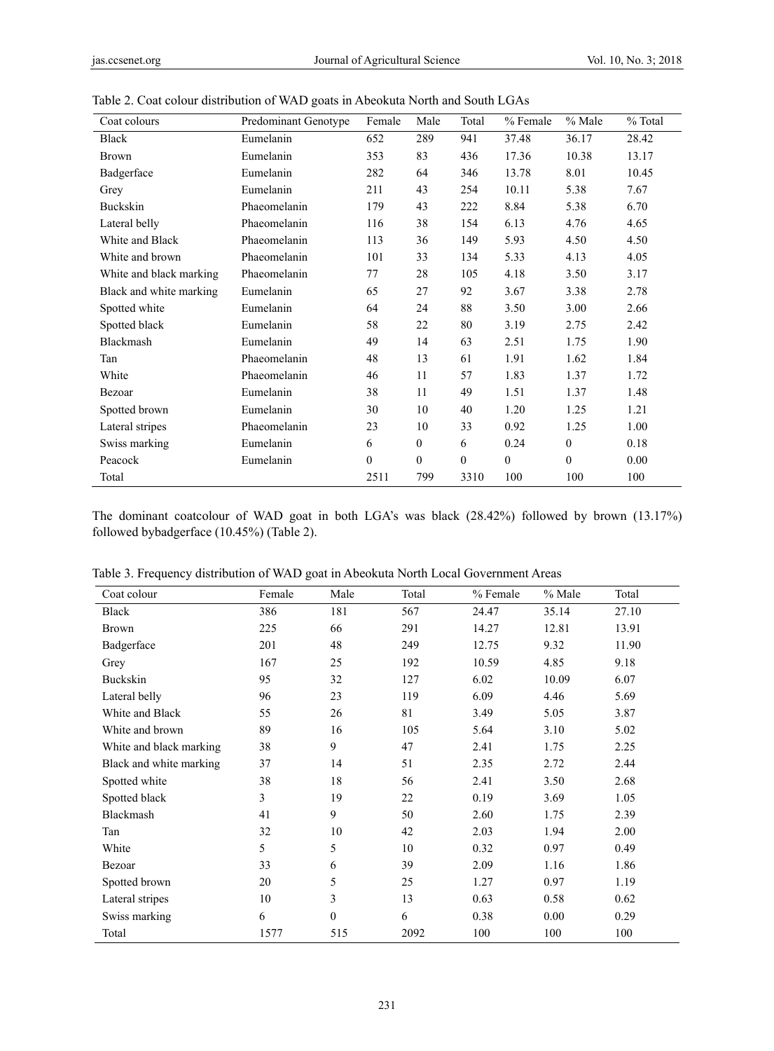Table 2. Coat colour distribution of WAD goats in Abeokuta North and South LGAs

| Coat colours | Predominant Genotype | Female | Male | Total | % Female | % Male | % Total |
|---|---|---|---|---|---|---|---|
| Black | Eumelanin | 652 | 289 | 941 | 37.48 | 36.17 | 28.42 |
| Brown | Eumelanin | 353 | 83 | 436 | 17.36 | 10.38 | 13.17 |
| Badgerface | Eumelanin | 282 | 64 | 346 | 13.78 | 8.01 | 10.45 |
| Grey | Eumelanin | 211 | 43 | 254 | 10.11 | 5.38 | 7.67 |
| Buckskin | Phaeomelanin | 179 | 43 | 222 | 8.84 | 5.38 | 6.70 |
| Lateral belly | Phaeomelanin | 116 | 38 | 154 | 6.13 | 4.76 | 4.65 |
| White and Black | Phaeomelanin | 113 | 36 | 149 | 5.93 | 4.50 | 4.50 |
| White and brown | Phaeomelanin | 101 | 33 | 134 | 5.33 | 4.13 | 4.05 |
| White and black marking | Phaeomelanin | 77 | 28 | 105 | 4.18 | 3.50 | 3.17 |
| Black and white marking | Eumelanin | 65 | 27 | 92 | 3.67 | 3.38 | 2.78 |
| Spotted white | Eumelanin | 64 | 24 | 88 | 3.50 | 3.00 | 2.66 |
| Spotted black | Eumelanin | 58 | 22 | 80 | 3.19 | 2.75 | 2.42 |
| Blackmash | Eumelanin | 49 | 14 | 63 | 2.51 | 1.75 | 1.90 |
| Tan | Phaeomelanin | 48 | 13 | 61 | 1.91 | 1.62 | 1.84 |
| White | Phaeomelanin | 46 | 11 | 57 | 1.83 | 1.37 | 1.72 |
| Bezoar | Eumelanin | 38 | 11 | 49 | 1.51 | 1.37 | 1.48 |
| Spotted brown | Eumelanin | 30 | 10 | 40 | 1.20 | 1.25 | 1.21 |
| Lateral stripes | Phaeomelanin | 23 | 10 | 33 | 0.92 | 1.25 | 1.00 |
| Swiss marking | Eumelanin | 6 | 0 | 6 | 0.24 | 0 | 0.18 |
| Peacock | Eumelanin | 0 | 0 | 0 | 0 | 0 | 0.00 |
| Total | | 2511 | 799 | 3310 | 100 | 100 | 100 |

The dominant coatcolour of WAD goat in both LGA's was black (28.42%) followed by brown (13.17%) followed bybadgerface (10.45%) (Table 2).

Table 3. Frequency distribution of WAD goat in Abeokuta North Local Government Areas

| Coat colour | Female | Male | Total | % Female | % Male | Total |
|---|---|---|---|---|---|---|
| Black | 386 | 181 | 567 | 24.47 | 35.14 | 27.10 |
| Brown | 225 | 66 | 291 | 14.27 | 12.81 | 13.91 |
| Badgerface | 201 | 48 | 249 | 12.75 | 9.32 | 11.90 |
| Grey | 167 | 25 | 192 | 10.59 | 4.85 | 9.18 |
| Buckskin | 95 | 32 | 127 | 6.02 | 10.09 | 6.07 |
| Lateral belly | 96 | 23 | 119 | 6.09 | 4.46 | 5.69 |
| White and Black | 55 | 26 | 81 | 3.49 | 5.05 | 3.87 |
| White and brown | 89 | 16 | 105 | 5.64 | 3.10 | 5.02 |
| White and black marking | 38 | 9 | 47 | 2.41 | 1.75 | 2.25 |
| Black and white marking | 37 | 14 | 51 | 2.35 | 2.72 | 2.44 |
| Spotted white | 38 | 18 | 56 | 2.41 | 3.50 | 2.68 |
| Spotted black | 3 | 19 | 22 | 0.19 | 3.69 | 1.05 |
| Blackmash | 41 | 9 | 50 | 2.60 | 1.75 | 2.39 |
| Tan | 32 | 10 | 42 | 2.03 | 1.94 | 2.00 |
| White | 5 | 5 | 10 | 0.32 | 0.97 | 0.49 |
| Bezoar | 33 | 6 | 39 | 2.09 | 1.16 | 1.86 |
| Spotted brown | 20 | 5 | 25 | 1.27 | 0.97 | 1.19 |
| Lateral stripes | 10 | 3 | 13 | 0.63 | 0.58 | 0.62 |
| Swiss marking | 6 | 0 | 6 | 0.38 | 0.00 | 0.29 |
| Total | 1577 | 515 | 2092 | 100 | 100 | 100 |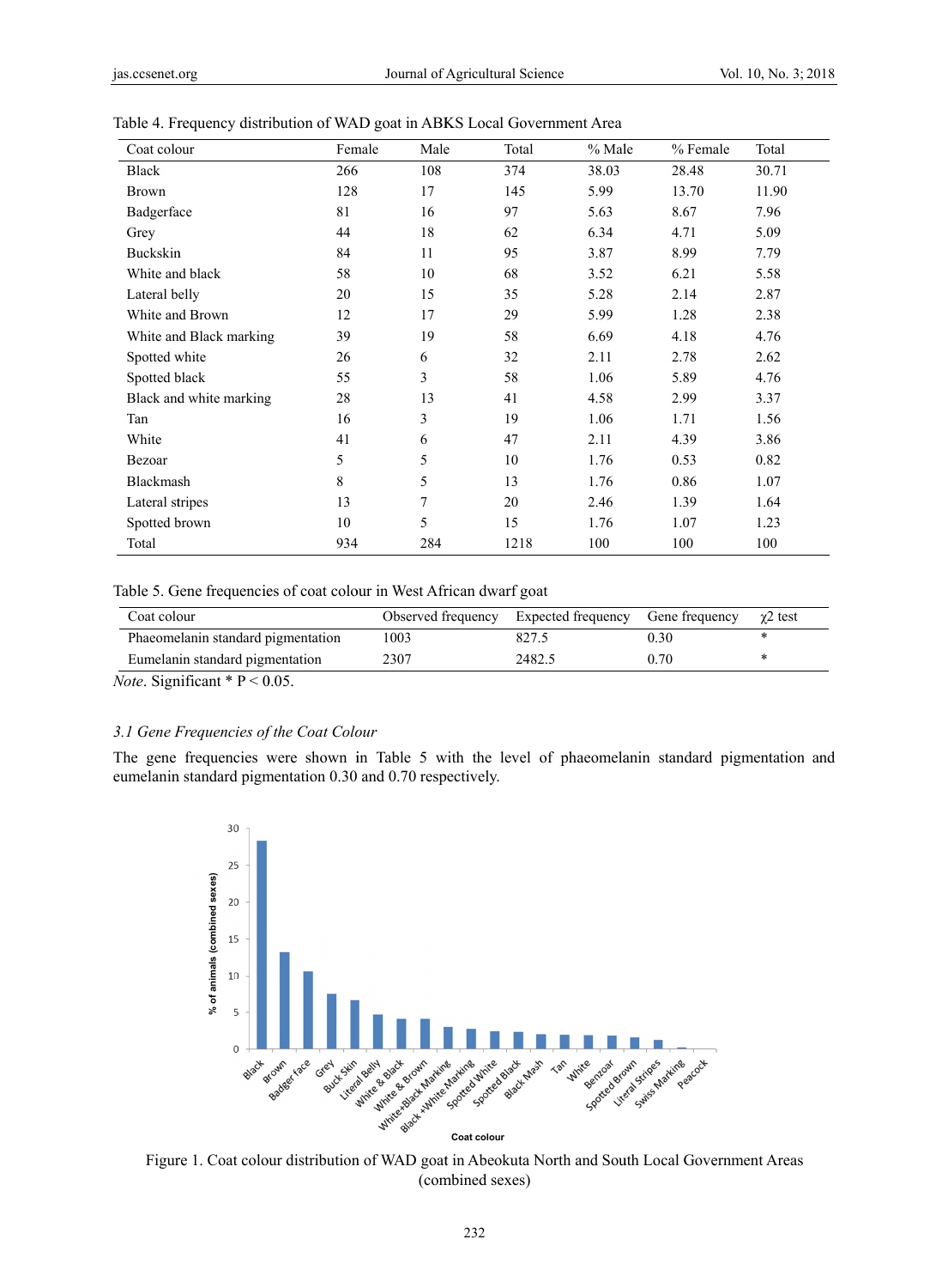Table 4. Frequency distribution of WAD goat in ABKS Local Government Area

| Coat colour | Female | Male | Total | % Male | % Female | Total |
|---|---|---|---|---|---|---|
| Black | 266 | 108 | 374 | 38.03 | 28.48 | 30.71 |
| Brown | 128 | 17 | 145 | 5.99 | 13.70 | 11.90 |
| Badgerface | 81 | 16 | 97 | 5.63 | 8.67 | 7.96 |
| Grey | 44 | 18 | 62 | 6.34 | 4.71 | 5.09 |
| Buckskin | 84 | 11 | 95 | 3.87 | 8.99 | 7.79 |
| White and black | 58 | 10 | 68 | 3.52 | 6.21 | 5.58 |
| Lateral belly | 20 | 15 | 35 | 5.28 | 2.14 | 2.87 |
| White and Brown | 12 | 17 | 29 | 5.99 | 1.28 | 2.38 |
| White and Black marking | 39 | 19 | 58 | 6.69 | 4.18 | 4.76 |
| Spotted white | 26 | 6 | 32 | 2.11 | 2.78 | 2.62 |
| Spotted black | 55 | 3 | 58 | 1.06 | 5.89 | 4.76 |
| Black and white marking | 28 | 13 | 41 | 4.58 | 2.99 | 3.37 |
| Tan | 16 | 3 | 19 | 1.06 | 1.71 | 1.56 |
| White | 41 | 6 | 47 | 2.11 | 4.39 | 3.86 |
| Bezoar | 5 | 5 | 10 | 1.76 | 0.53 | 0.82 |
| Blackmash | 8 | 5 | 13 | 1.76 | 0.86 | 1.07 |
| Lateral stripes | 13 | 7 | 20 | 2.46 | 1.39 | 1.64 |
| Spotted brown | 10 | 5 | 15 | 1.76 | 1.07 | 1.23 |
| Total | 934 | 284 | 1218 | 100 | 100 | 100 |

Table 5. Gene frequencies of coat colour in West African dwarf goat

| Coat colour | Observed frequency | Expected frequency | Gene frequency | $\chi$2 test |
|---|---|---|---|---|
| Phaeomelanin standard pigmentation | 1003 | 827.5 | 0.30 | * |
| Eumelanin standard pigmentation | 2307 | 2482.5 | 0.70 | * |

*Note*. Significant * P < 0.05.

### *3.1 Gene Frequencies of the Coat Colour*

The gene frequencies were shown in Table 5 with the level of phaeomelanin standard pigmentation and eumelanin standard pigmentation 0.30 and 0.70 respectively.

% of animals (combined sexes)

30
25
20
15
10
5
0

Black, Brown, Badger face, Grey, Buck Skin, Literal Belly, White & Black, White & Brown, White+Black Marking, Black +White Marking, Spotted White, Spotted Black, Black Mash, Tan, White, Benzoar, Spotted Brown, Literal Stripes, Swiss Marking, Peacock

Coat colour

Figure 1. Coat colour distribution of WAD goat in Abeokuta North and South Local Government Areas (combined sexes)